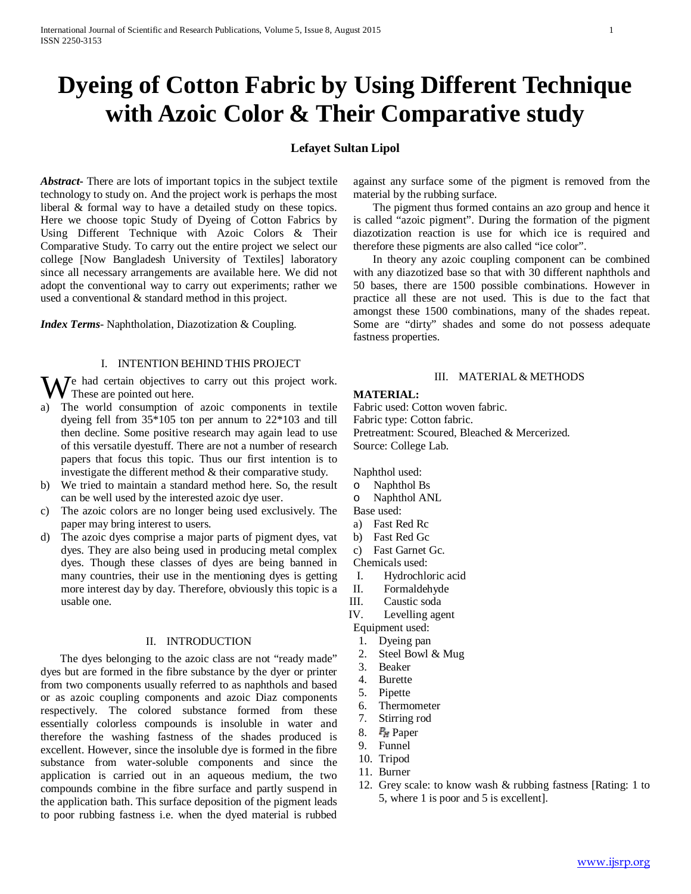# Dyeing of Cotton Fabric by Using Different Technique with Azoic Color & Their Comparative study

**Lefayet Sultan Lipol**

***Abstract*-** There are lots of important topics in the subject textile technology to study on. And the project work is perhaps the most liberal & formal way to have a detailed study on these topics. Here we choose topic Study of Dyeing of Cotton Fabrics by Using Different Technique with Azoic Colors & Their Comparative Study. To carry out the entire project we select our college [Now Bangladesh University of Textiles] laboratory since all necessary arrangements are available here. We did not adopt the conventional way to carry out experiments; rather we used a conventional & standard method in this project.

***Index Terms*-** Naphtholation, Diazotization & Coupling.

## I. INTENTION BEHIND THIS PROJECT

We had certain objectives to carry out this project work. These are pointed out here.

a) The world consumption of azoic components in textile dyeing fell from 35*105 ton per annum to 22*103 and till then decline. Some positive research may again lead to use of this versatile dyestuff. There are not a number of research papers that focus this topic. Thus our first intention is to investigate the different method & their comparative study.
b) We tried to maintain a standard method here. So, the result can be well used by the interested azoic dye user.
c) The azoic colors are no longer being used exclusively. The paper may bring interest to users.
d) The azoic dyes comprise a major parts of pigment dyes, vat dyes. They are also being used in producing metal complex dyes. Though these classes of dyes are being banned in many countries, their use in the mentioning dyes is getting more interest day by day. Therefore, obviously this topic is a usable one.

## II. INTRODUCTION

The dyes belonging to the azoic class are not "ready made" dyes but are formed in the fibre substance by the dyer or printer from two components usually referred to as naphthols and based or as azoic coupling components and azoic Diaz components respectively. The colored substance formed from these essentially colorless compounds is insoluble in water and therefore the washing fastness of the shades produced is excellent. However, since the insoluble dye is formed in the fibre substance from water-soluble components and since the application is carried out in an aqueous medium, the two compounds combine in the fibre surface and partly suspend in the application bath. This surface deposition of the pigment leads to poor rubbing fastness i.e. when the dyed material is rubbed against any surface some of the pigment is removed from the material by the rubbing surface.

The pigment thus formed contains an azo group and hence it is called "azoic pigment". During the formation of the pigment diazotization reaction is use for which ice is required and therefore these pigments are also called "ice color".

In theory any azoic coupling component can be combined with any diazotized base so that with 30 different naphthols and 50 bases, there are 1500 possible combinations. However in practice all these are not used. This is due to the fact that amongst these 1500 combinations, many of the shades repeat. Some are "dirty" shades and some do not possess adequate fastness properties.

## III. MATERIAL & METHODS

**MATERIAL:**

Fabric used: Cotton woven fabric.
Fabric type: Cotton fabric.
Pretreatment: Scoured, Bleached & Mercerized.
Source: College Lab.

Naphthol used:

- Naphthol Bs
- Naphthol ANL

Base used:

a) Fast Red Rc
b) Fast Red Gc
c) Fast Garnet Gc.

Chemicals used:

I. Hydrochloric acid
II. Formaldehyde
III. Caustic soda
IV. Levelling agent

Equipment used:

1. Dyeing pan
2. Steel Bowl & Mug
3. Beaker
4. Burette
5. Pipette
6. Thermometer
7. Stirring rod
8. PH Paper
9. Funnel
10. Tripod
11. Burner
12. Grey scale: to know wash & rubbing fastness [Rating: 1 to 5, where 1 is poor and 5 is excellent].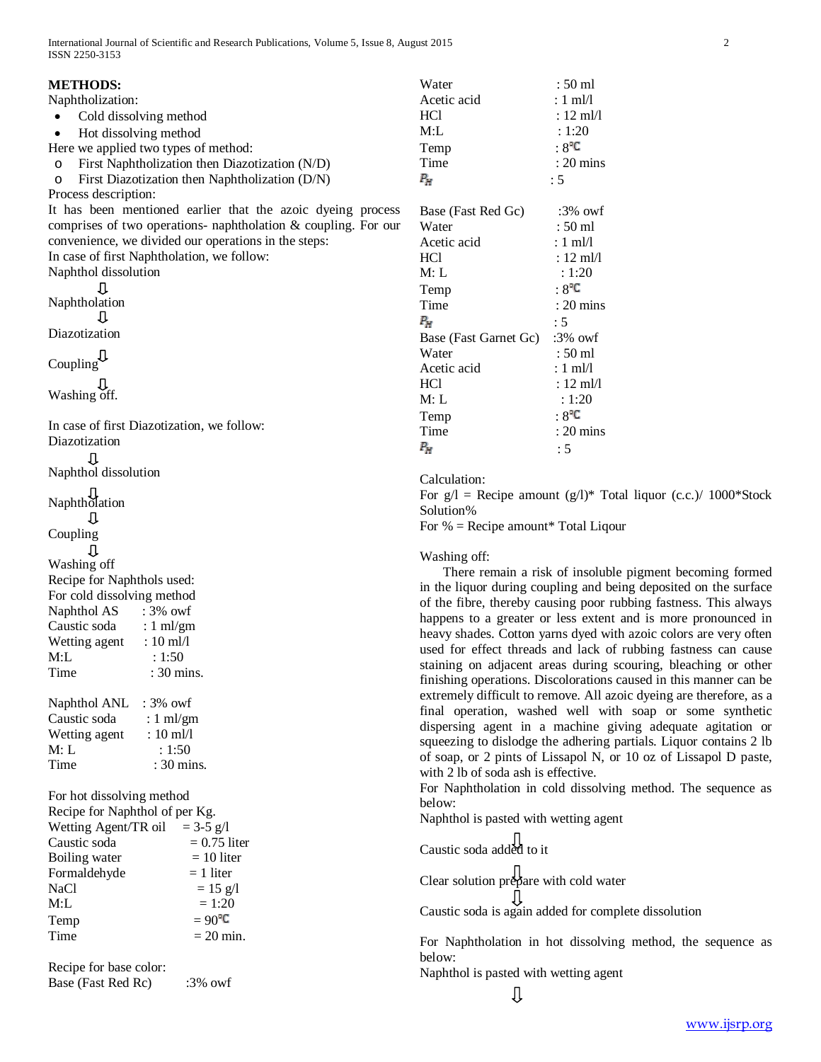**METHODS:**

Naphthолization:

Naphtholization:

- Cold dissolving method
- Hot dissolving method

Here we applied two types of method:

- First Naphtholization then Diazotization (N/D)
- First Diazotization then Naphtholization (D/N)

Process description:

It has been mentioned earlier that the azoic dyeing process comprises of two operations- naphtholation & coupling. For our convenience, we divided our operations in the steps:

In case of first Naphtholation, we follow:

Naphthol dissolution

⇩

Naphtholation

⇩

Diazotization

⇩

Coupling

⇩

Washing off.

In case of first Diazotization, we follow:

Diazotization

⇩

Naphthol dissolution

⇩

Naphtholation

⇩

Coupling

⇩

Washing off

Recipe for Naphthols used:

For cold dissolving method

| | |
|---|---|
| Naphthol AS | : 3% owf |
| Caustic soda | : 1 ml/gm |
| Wetting agent | : 10 ml/l |
| M:L | : 1:50 |
| Time | : 30 mins. |

| | |
|---|---|
| Naphthol ANL | : 3% owf |
| Caustic soda | : 1 ml/gm |
| Wetting agent | : 10 ml/l |
| M: L | : 1:50 |
| Time | : 30 mins. |

For hot dissolving method

Recipe for Naphthol of per Kg.

| | |
|---|---|
| Wetting Agent/TR oil | = 3-5 g/l |
| Caustic soda | = 0.75 liter |
| Boiling water | = 10 liter |
| Formaldehyde | = 1 liter |
| NaCl | = 15 g/l |
| M:L | = 1:20 |
| Temp | = 90℃ |
| Time | = 20 min. |

Recipe for base color:

| | |
|---|---|
| Base (Fast Red Rc) | :3% owf |
| Water | : 50 ml |
| Acetic acid | : 1 ml/l |
| HCl | : 12 ml/l |
| M:L | : 1:20 |
| Temp | : 8℃ |
| Time | : 20 mins |
| $P_H$ | : 5 |

| | |
|---|---|
| Base (Fast Red Gc) | :3% owf |
| Water | : 50 ml |
| Acetic acid | : 1 ml/l |
| HCl | : 12 ml/l |
| M: L | : 1:20 |
| Temp | : 8℃ |
| Time | : 20 mins |
| $P_H$ | : 5 |

| | |
|---|---|
| Base (Fast Garnet Gc) | :3% owf |
| Water | : 50 ml |
| Acetic acid | : 1 ml/l |
| HCl | : 12 ml/l |
| M: L | : 1:20 |
| Temp | : 8℃ |
| Time | : 20 mins |
| $P_H$ | : 5 |

Calculation:

For g/l = Recipe amount (g/l)* Total liquor (c.c.)/ 1000*Stock Solution%

For % = Recipe amount* Total Liqour

Washing off:

There remain a risk of insoluble pigment becoming formed in the liquor during coupling and being deposited on the surface of the fibre, thereby causing poor rubbing fastness. This always happens to a greater or less extent and is more pronounced in heavy shades. Cotton yarns dyed with azoic colors are very often used for effect threads and lack of rubbing fastness can cause staining on adjacent areas during scouring, bleaching or other finishing operations. Discolorations caused in this manner can be extremely difficult to remove. All azoic dyeing are therefore, as a final operation, washed well with soap or some synthetic dispersing agent in a machine giving adequate agitation or squeezing to dislodge the adhering partials. Liquor contains 2 lb of soap, or 2 pints of Lissapol N, or 10 oz of Lissapol D paste, with 2 lb of soda ash is effective.

For Naphtholation in cold dissolving method. The sequence as below:

Naphthol is pasted with wetting agent

⇩

Caustic soda added to it

⇩

Clear solution prepare with cold water

⇩

Caustic soda is again added for complete dissolution

For Naphtholation in hot dissolving method, the sequence as below:

Naphthol is pasted with wetting agent

⇩

**METHODS:**

Naphtholization:

- Cold dissolving method
- Hot dissolving method

Here we applied two types of method:

- First Naphtholization then Diazotization (N/D)
- First Diazotization then Naphtholization (D/N)

Process description:

It has been mentioned earlier that the azoic dyeing process comprises of two operations- naphtholation & coupling. For our convenience, we divided our operations in the steps:

In case of first Naphtholation, we follow:

Naphthol dissolution

⇩

Naphtholation

⇩

Diazotization

⇩

Coupling

⇩

Washing off.

In case of first Diazotization, we follow:

Diazotization

⇩

Naphthol dissolution

⇩

Naphtholation

⇩

Coupling

⇩

Washing off

Recipe for Naphthols used:

For cold dissolving method

| | |
|---|---|
| Naphthol AS | : 3% owf |
| Caustic soda | : 1 ml/gm |
| Wetting agent | : 10 ml/l |
| M:L | : 1:50 |
| Time | : 30 mins. |

| | |
|---|---|
| Naphthol ANL | : 3% owf |
| Caustic soda | : 1 ml/gm |
| Wetting agent | : 10 ml/l |
| M: L | : 1:50 |
| Time | : 30 mins. |

For hot dissolving method

Recipe for Naphthol of per Kg.

| | |
|---|---|
| Wetting Agent/TR oil | = 3-5 g/l |
| Caustic soda | = 0.75 liter |
| Boiling water | = 10 liter |
| Formaldehyde | = 1 liter |
| NaCl | = 15 g/l |
| M:L | = 1:20 |
| Temp | = 90℃ |
| Time | = 20 min. |

Recipe for base color:

| | |
|---|---|
| Base (Fast Red Rc) | :3% owf |
| Water | : 50 ml |
| Acetic acid | : 1 ml/l |
| HCl | : 12 ml/l |
| M:L | : 1:20 |
| Temp | : 8℃ |
| Time | : 20 mins |
| $P_H$ | : 5 |

| | |
|---|---|
| Base (Fast Red Gc) | :3% owf |
| Water | : 50 ml |
| Acetic acid | : 1 ml/l |
| HCl | : 12 ml/l |
| M: L | : 1:20 |
| Temp | : 8℃ |
| Time | : 20 mins |
| $P_H$ | : 5 |

| | |
|---|---|
| Base (Fast Garnet Gc) | :3% owf |
| Water | : 50 ml |
| Acetic acid | : 1 ml/l |
| HCl | : 12 ml/l |
| M: L | : 1:20 |
| Temp | : 8℃ |
| Time | : 20 mins |
| $P_H$ | : 5 |

Calculation:

For g/l = Recipe amount (g/l)* Total liquor (c.c.)/ 1000*Stock Solution%

For % = Recipe amount* Total Liqour

Washing off:

There remain a risk of insoluble pigment becoming formed in the liquor during coupling and being deposited on the surface of the fibre, thereby causing poor rubbing fastness. This always happens to a greater or less extent and is more pronounced in heavy shades. Cotton yarns dyed with azoic colors are very often used for effect threads and lack of rubbing fastness can cause staining on adjacent areas during scouring, bleaching or other finishing operations. Discolorations caused in this manner can be extremely difficult to remove. All azoic dyeing are therefore, as a final operation, washed well with soap or some synthetic dispersing agent in a machine giving adequate agitation or squeezing to dislodge the adhering partials. Liquor contains 2 lb of soap, or 2 pints of Lissapol N, or 10 oz of Lissapol D paste, with 2 lb of soda ash is effective.

For Naphtholation in cold dissolving method. The sequence as below:

Naphthol is pasted with wetting agent

⇩

Caustic soda added to it

⇩

Clear solution prepare with cold water

⇩

Caustic soda is again added for complete dissolution

For Naphtholation in hot dissolving method, the sequence as below:

Naphthol is pasted with wetting agent

⇩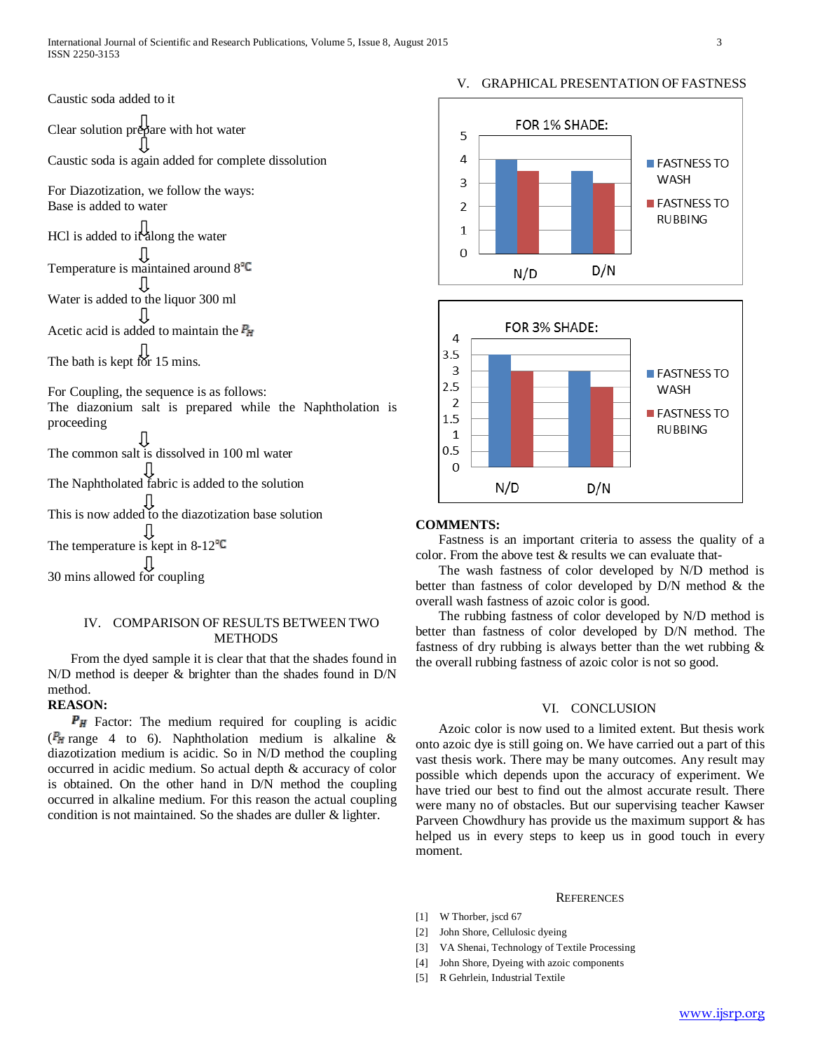Caustic soda added to it

⇩

Clear solution prepare with hot water

⇩

Caustic soda is again added for complete dissolution

For Diazotization, we follow the ways:
Base is added to water

⇩

HCl is added to it along the water

⇩

Temperature is maintained around 8℃

⇩

Water is added to the liquor 300 ml

⇩

Acetic acid is added to maintain the $P_H$

⇩

The bath is kept for 15 mins.

For Coupling, the sequence is as follows:
The diazonium salt is prepared while the Naphtholation is proceeding

⇩

The common salt is dissolved in 100 ml water

⇩

The Naphtholated fabric is added to the solution

⇩

This is now added to the diazotization base solution

⇩

The temperature is kept in 8-12℃

⇩

30 mins allowed for coupling

## IV. COMPARISON OF RESULTS BETWEEN TWO METHODS

From the dyed sample it is clear that that the shades found in N/D method is deeper & brighter than the shades found in D/N method.

**REASON:**

$P_H$ Factor: The medium required for coupling is acidic ($P_H$ range 4 to 6). Naphtholation medium is alkaline & diazotization medium is acidic. So in N/D method the coupling occurred in acidic medium. So actual depth & accuracy of color is obtained. On the other hand in D/N method the coupling occurred in alkaline medium. For this reason the actual coupling condition is not maintained. So the shades are duller & lighter.

## V. GRAPHICAL PRESENTATION OF FASTNESS

**FOR 1% SHADE:**

| | FASTNESS TO WASH | FASTNESS TO RUBBING |
|---|---|---|
| N/D | 4 | 3.5 |
| D/N | 3.5 | 3 |

**FOR 3% SHADE:**

| | FASTNESS TO WASH | FASTNESS TO RUBBING |
|---|---|---|
| N/D | 3.5 | 3 |
| D/N | 3 | 2.5 |

**COMMENTS:**

Fastness is an important criteria to assess the quality of a color. From the above test & results we can evaluate that-

The wash fastness of color developed by N/D method is better than fastness of color developed by D/N method & the overall wash fastness of azoic color is good.

The rubbing fastness of color developed by N/D method is better than fastness of color developed by D/N method. The fastness of dry rubbing is always better than the wet rubbing & the overall rubbing fastness of azoic color is not so good.

## VI. CONCLUSION

Azoic color is now used to a limited extent. But thesis work onto azoic dye is still going on. We have carried out a part of this vast thesis work. There may be many outcomes. Any result may possible which depends upon the accuracy of experiment. We have tried our best to find out the almost accurate result. There were many no of obstacles. But our supervising teacher Kawser Parveen Chowdhury has provide us the maximum support & has helped us in every steps to keep us in good touch in every moment.

## REFERENCES

[1] W Thorber, jscd 67

[2] John Shore, Cellulosic dyeing

[3] VA Shenai, Technology of Textile Processing

[4] John Shore, Dyeing with azoic components

[5] R Gehrlein, Industrial Textile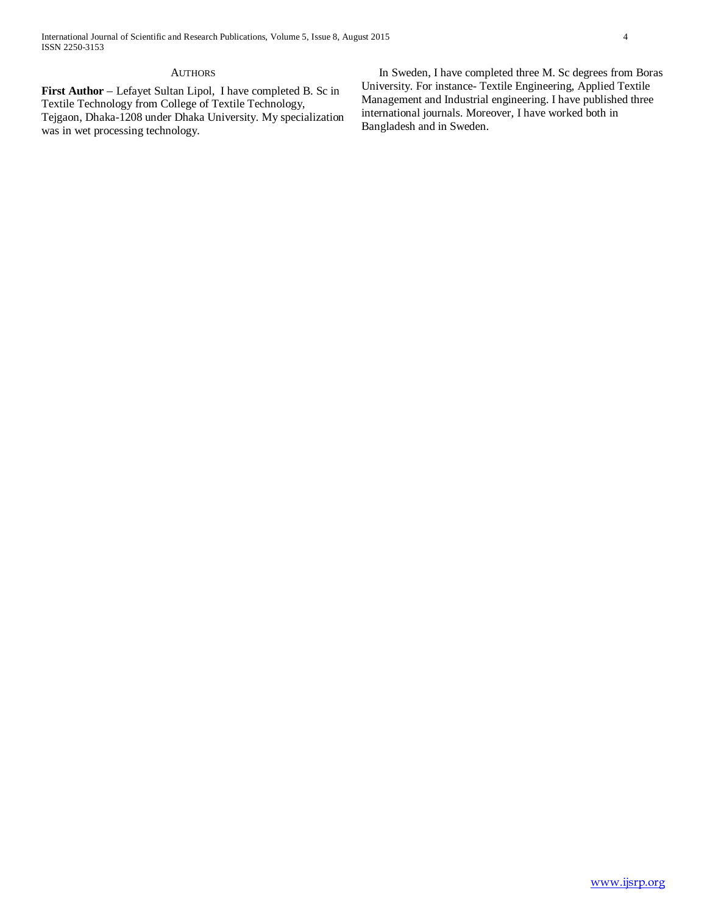## AUTHORS

**First Author** – Lefayet Sultan Lipol, I have completed B. Sc in Textile Technology from College of Textile Technology, Tejgaon, Dhaka-1208 under Dhaka University. My specialization was in wet processing technology.

In Sweden, I have completed three M. Sc degrees from Boras University. For instance- Textile Engineering, Applied Textile Management and Industrial engineering. I have published three international journals. Moreover, I have worked both in Bangladesh and in Sweden.